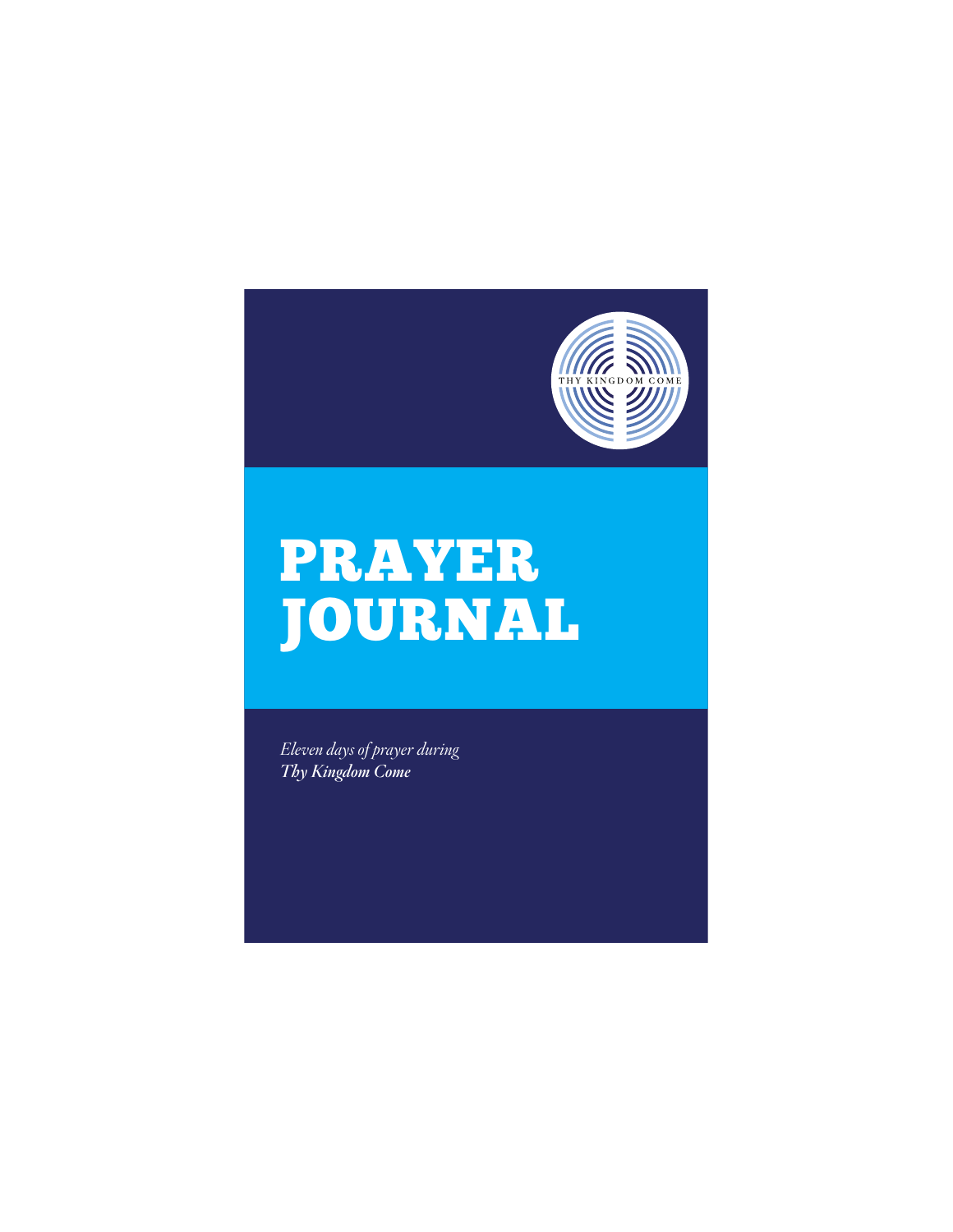THY KINGDOM COME

# PRAYER JOURNAL

*Eleven days of prayer during*
***Thy Kingdom Come***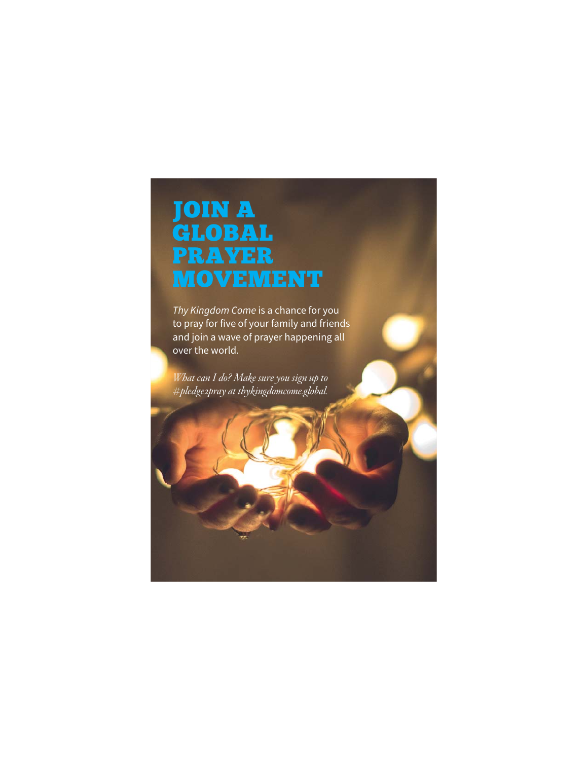# JOIN A GLOBAL PRAYER MOVEMENT

*Thy Kingdom Come* is a chance for you to pray for five of your family and friends and join a wave of prayer happening all over the world.

*What can I do? Make sure you sign up to #pledge2pray at thykingdomcome.global.*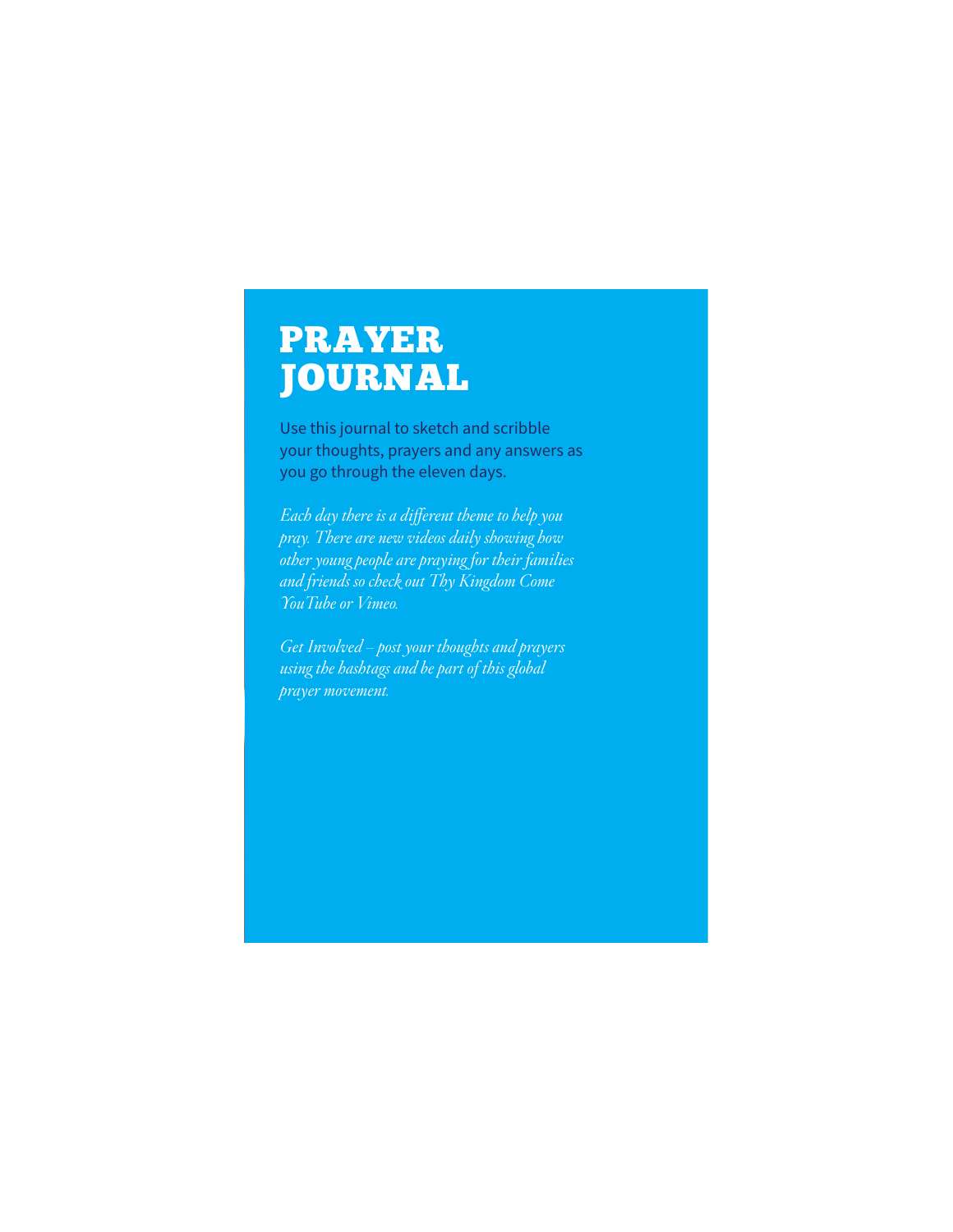# PRAYER JOURNAL

Use this journal to sketch and scribble your thoughts, prayers and any answers as you go through the eleven days.

*Each day there is a different theme to help you pray. There are new videos daily showing how other young people are praying for their families and friends so check out Thy Kingdom Come YouTube or Vimeo.*

*Get Involved – post your thoughts and prayers using the hashtags and be part of this global prayer movement.*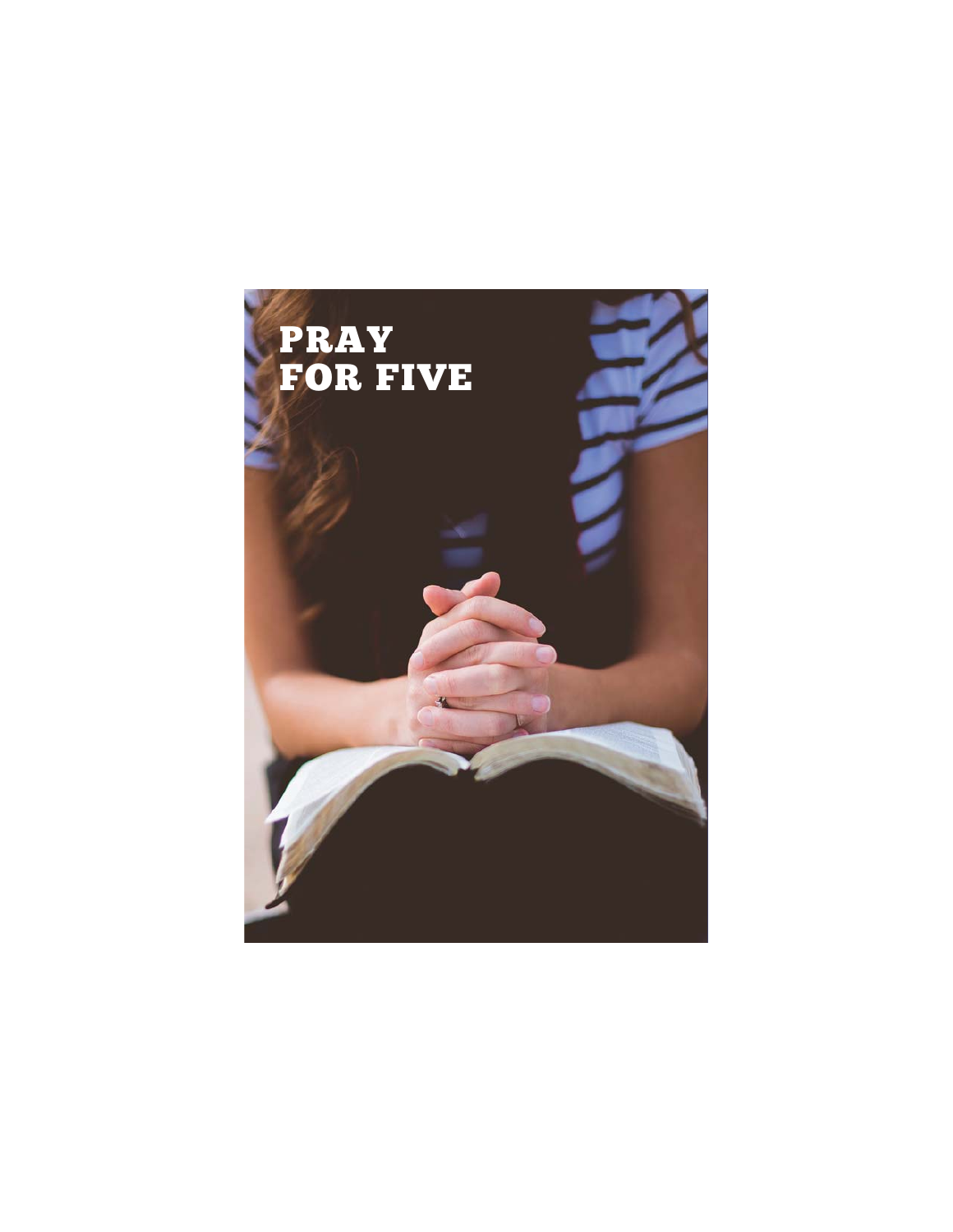# PRAY FOR FIVE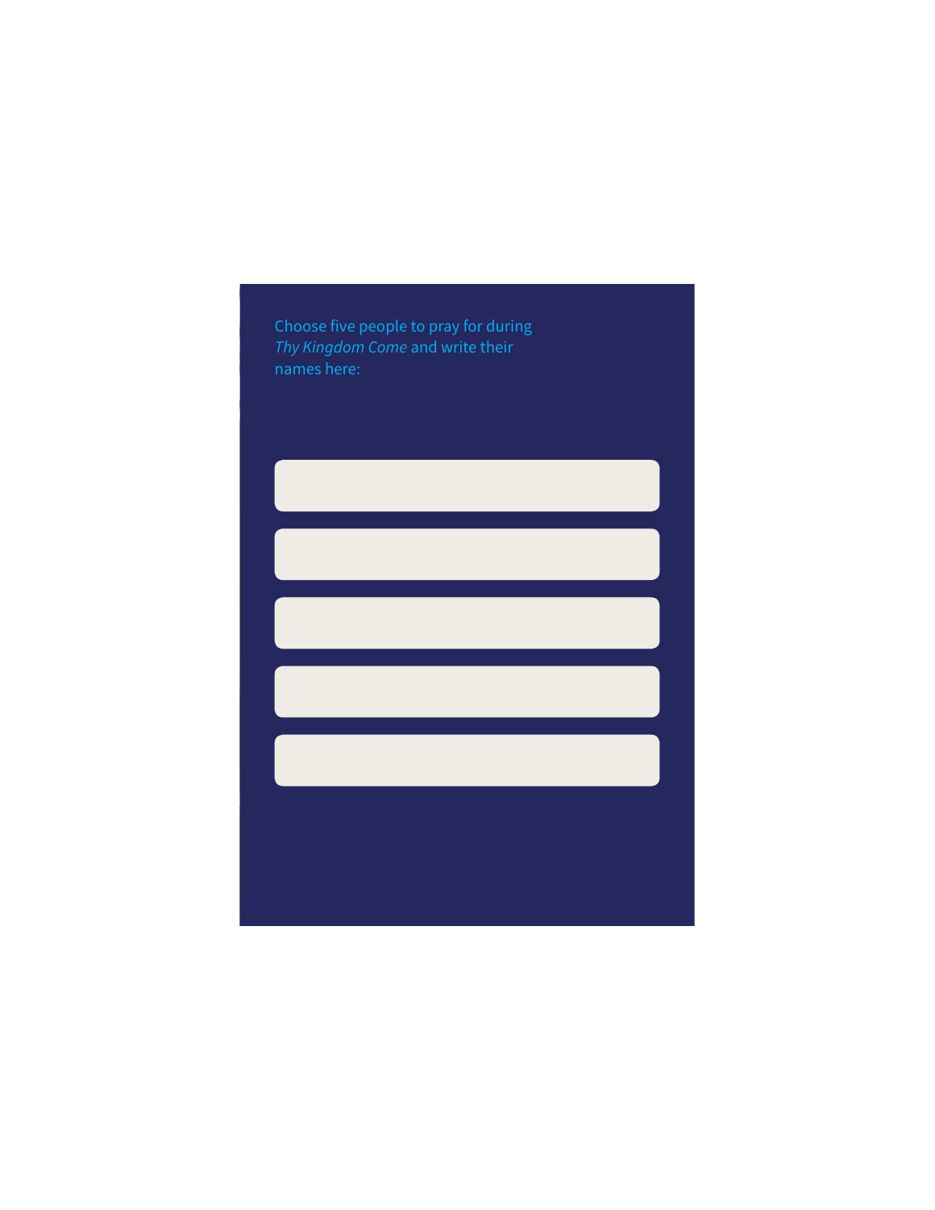Choose five people to pray for during *Thy Kingdom Come* and write their names here: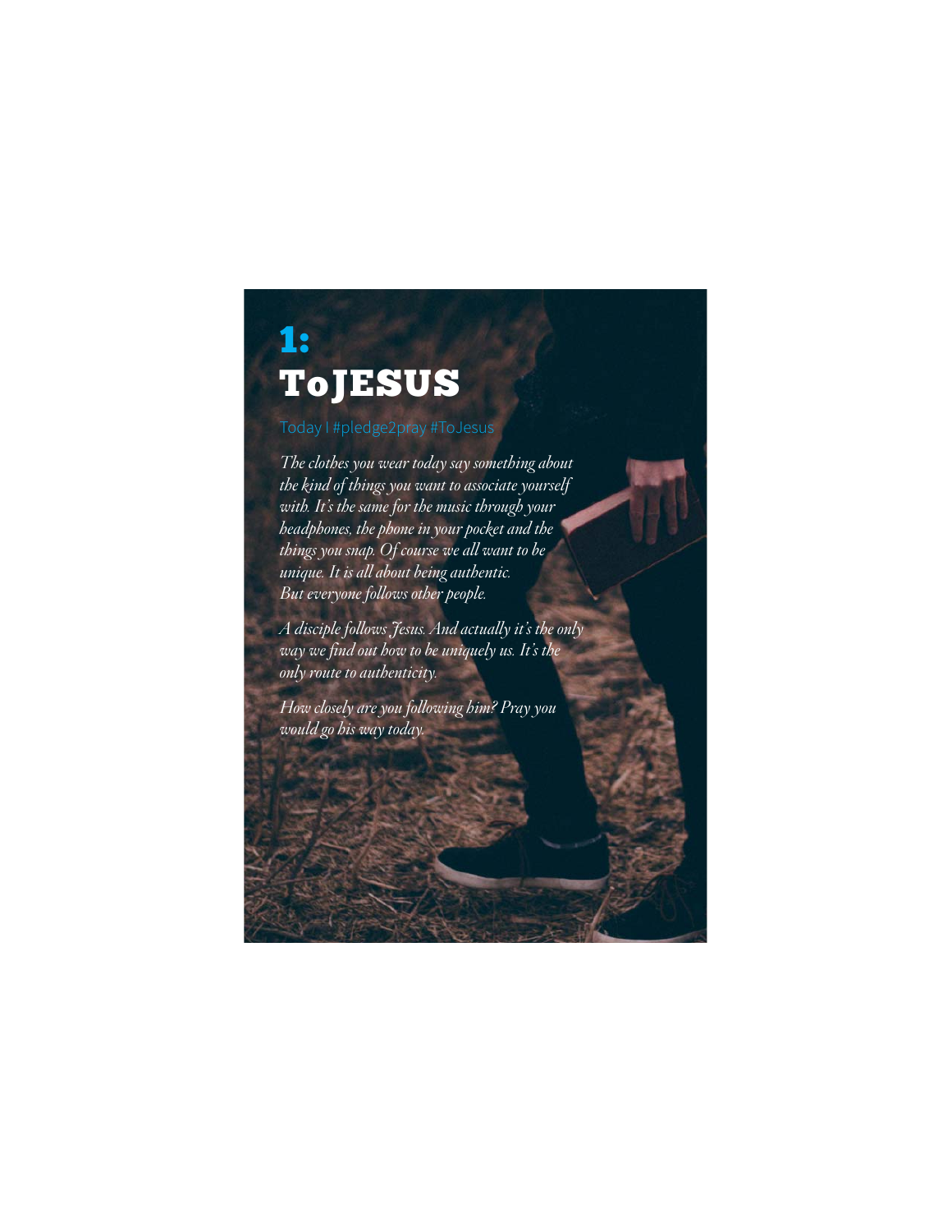# 1:
# ToJESUS

Today I #pledge2pray #ToJesus

*The clothes you wear today say something about the kind of things you want to associate yourself with. It's the same for the music through your headphones, the phone in your pocket and the things you snap. Of course we all want to be unique. It is all about being authentic. But everyone follows other people.*

*A disciple follows Jesus. And actually it's the only way we find out how to be uniquely us. It's the only route to authenticity.*

*How closely are you following him? Pray you would go his way today.*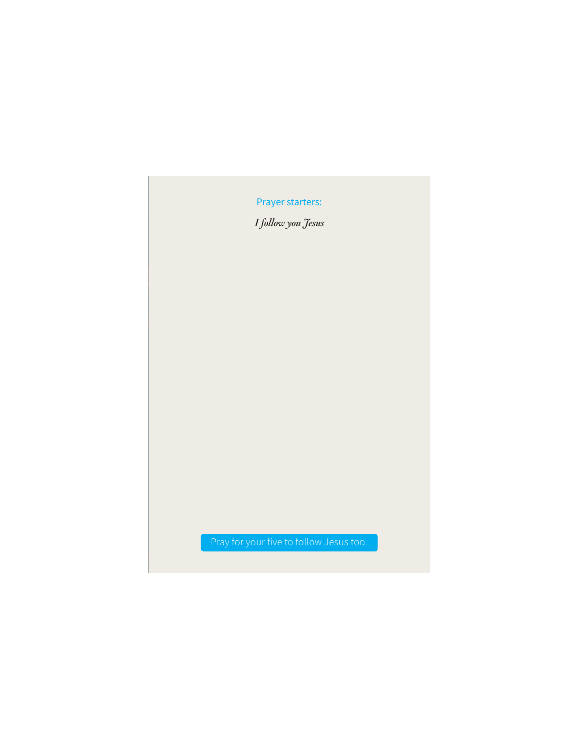Prayer starters:

*I follow you Jesus*

Pray for your five to follow Jesus too.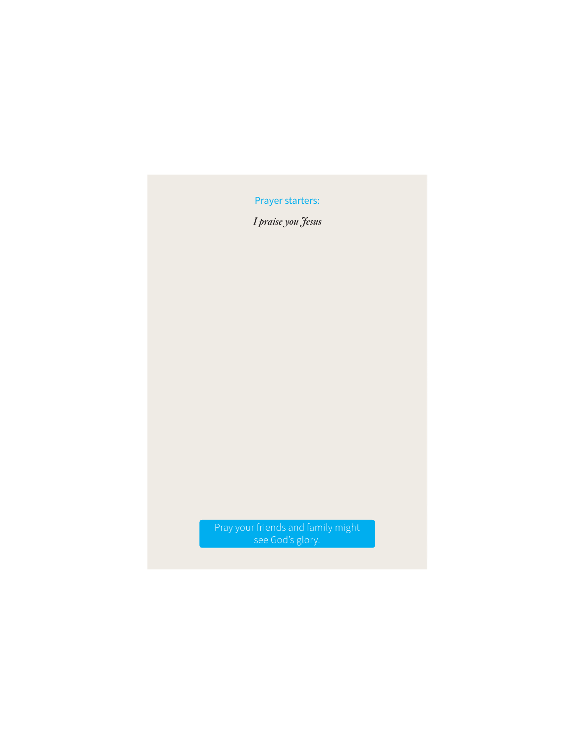Prayer starters:

*I praise you Jesus*

Pray your friends and family might see God's glory.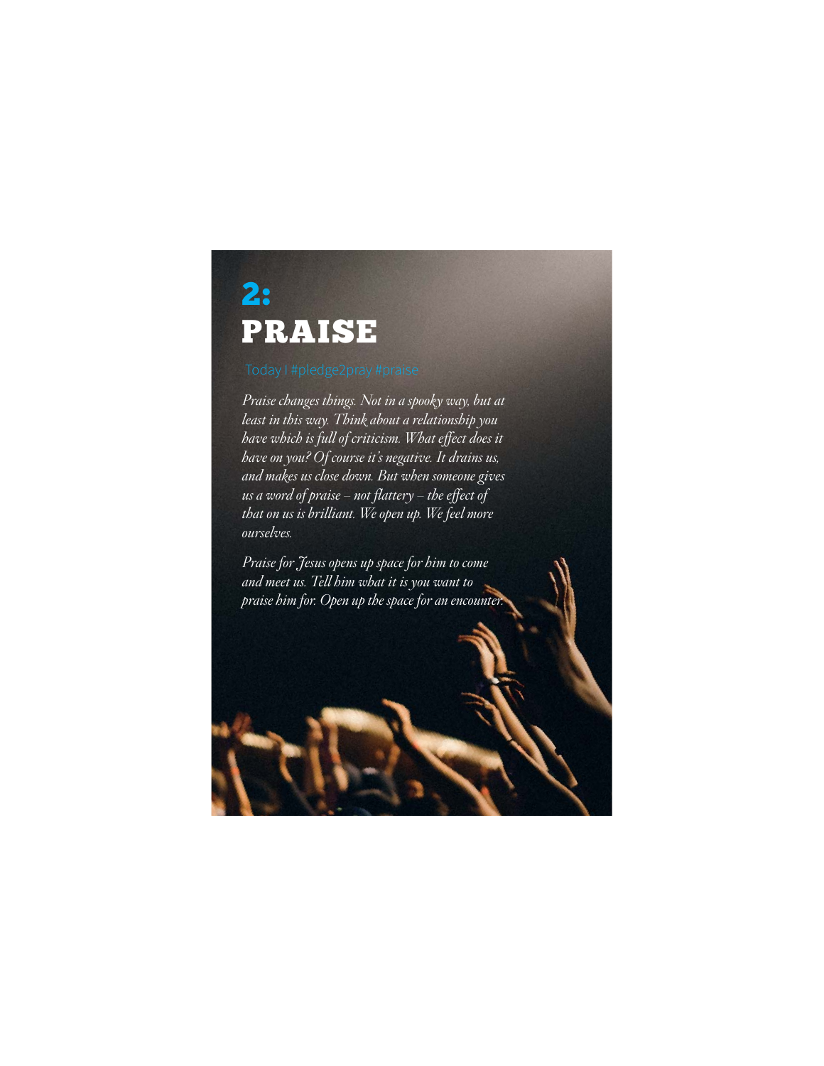# 2: PRAISE

Today I #pledge2pray #praise

*Praise changes things. Not in a spooky way, but at least in this way. Think about a relationship you have which is full of criticism. What effect does it have on you? Of course it's negative. It drains us, and makes us close down. But when someone gives us a word of praise – not flattery – the effect of that on us is brilliant. We open up. We feel more ourselves.*

*Praise for Jesus opens up space for him to come and meet us. Tell him what it is you want to praise him for. Open up the space for an encounter.*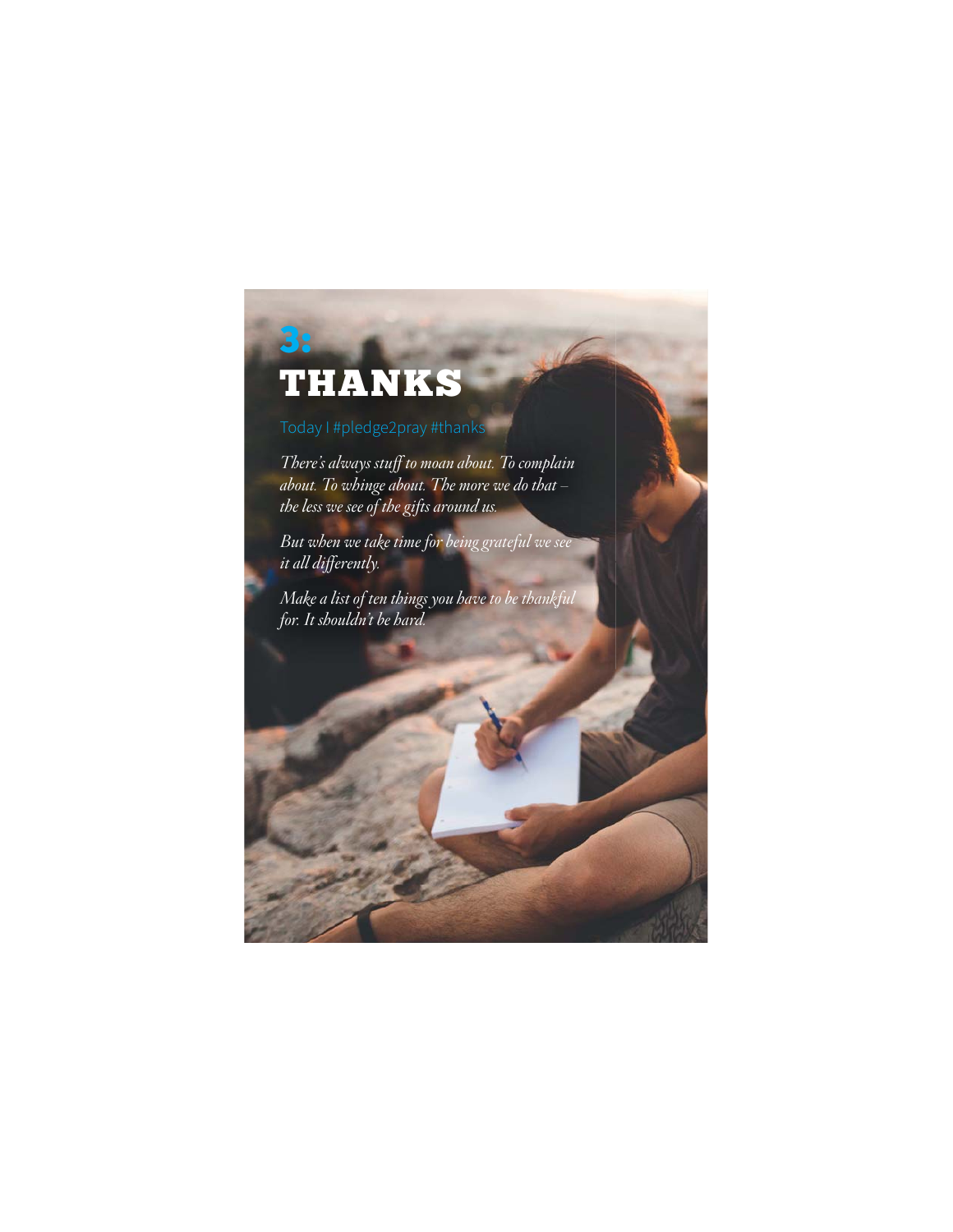# 3: THANKS

Today I #pledge2pray #thanks

*There's always stuff to moan about. To complain about. To whinge about. The more we do that – the less we see of the gifts around us.*

*But when we take time for being grateful we see it all differently.*

*Make a list of ten things you have to be thankful for. It shouldn't be hard.*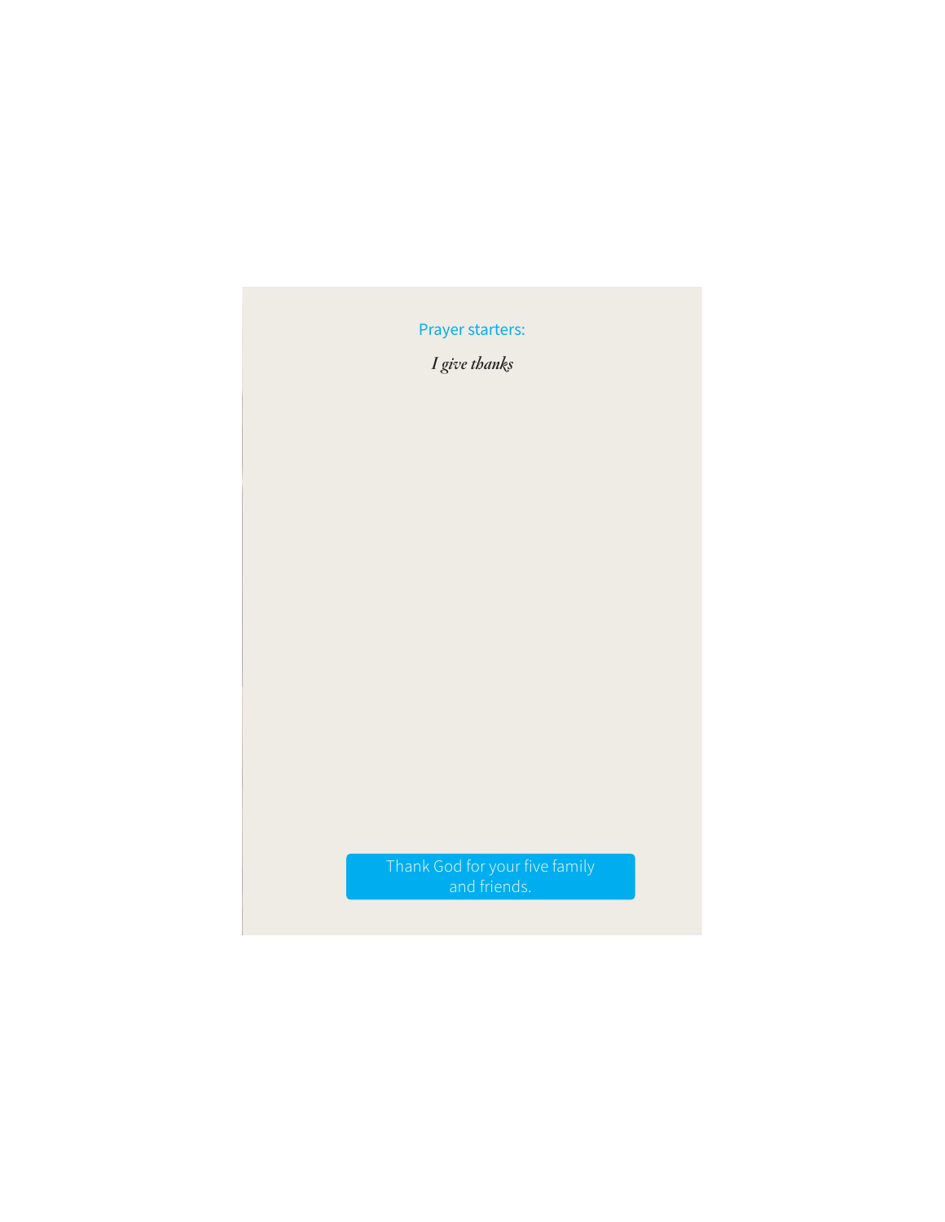Prayer starters:

*I give thanks*

Thank God for your five family and friends.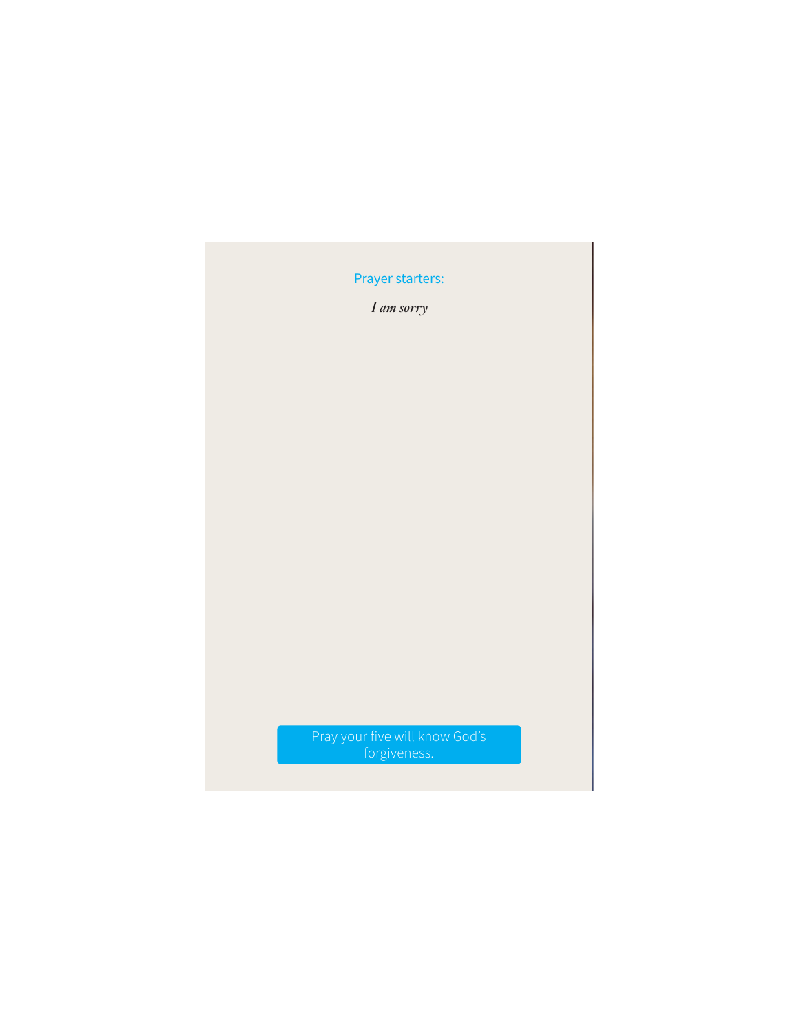Prayer starters:

*I am sorry*

Pray your five will know God's forgiveness.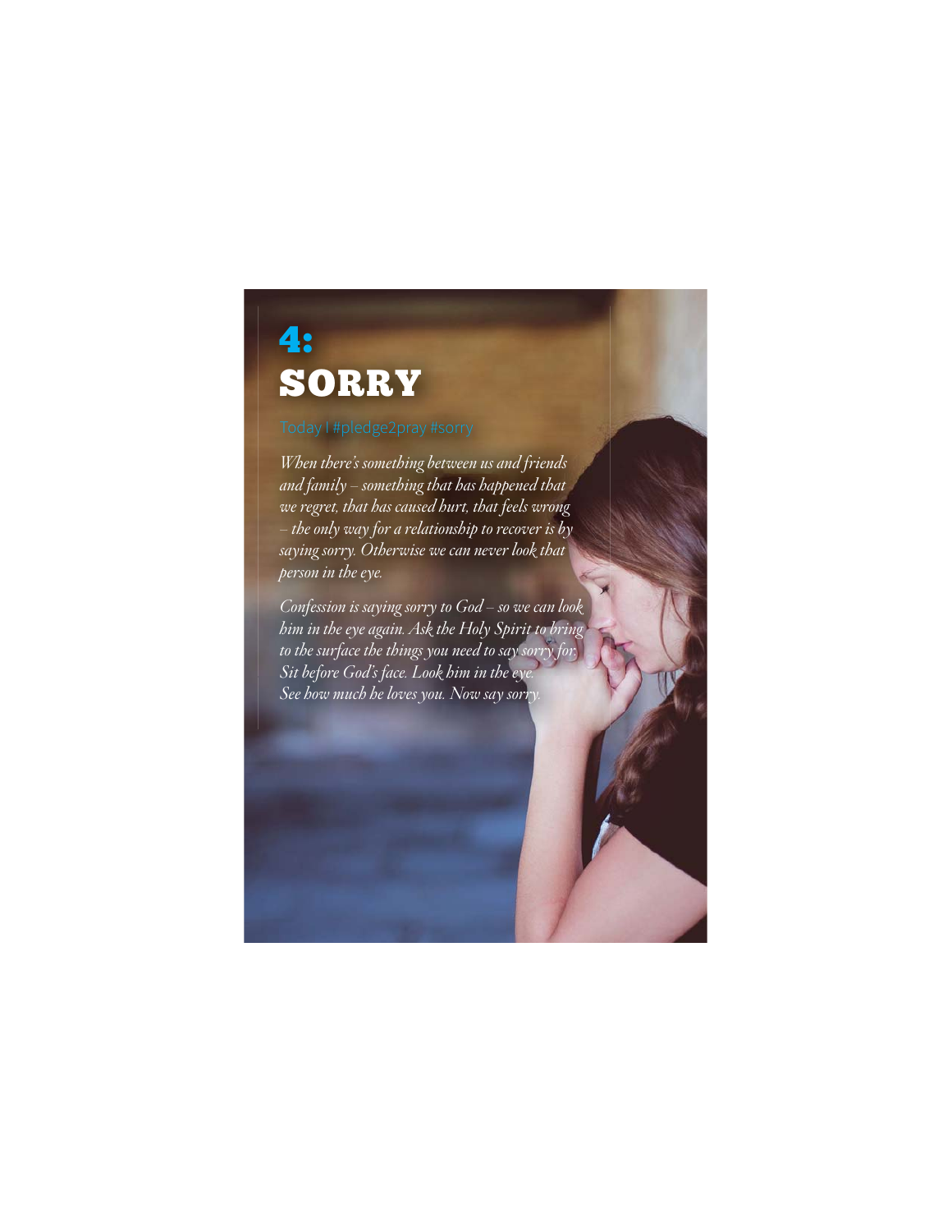# 4: SORRY

Today I #pledge2pray #sorry

*When there's something between us and friends and family – something that has happened that we regret, that has caused hurt, that feels wrong – the only way for a relationship to recover is by saying sorry. Otherwise we can never look that person in the eye.*

*Confession is saying sorry to God – so we can look him in the eye again. Ask the Holy Spirit to bring to the surface the things you need to say sorry for. Sit before God's face. Look him in the eye. See how much he loves you. Now say sorry.*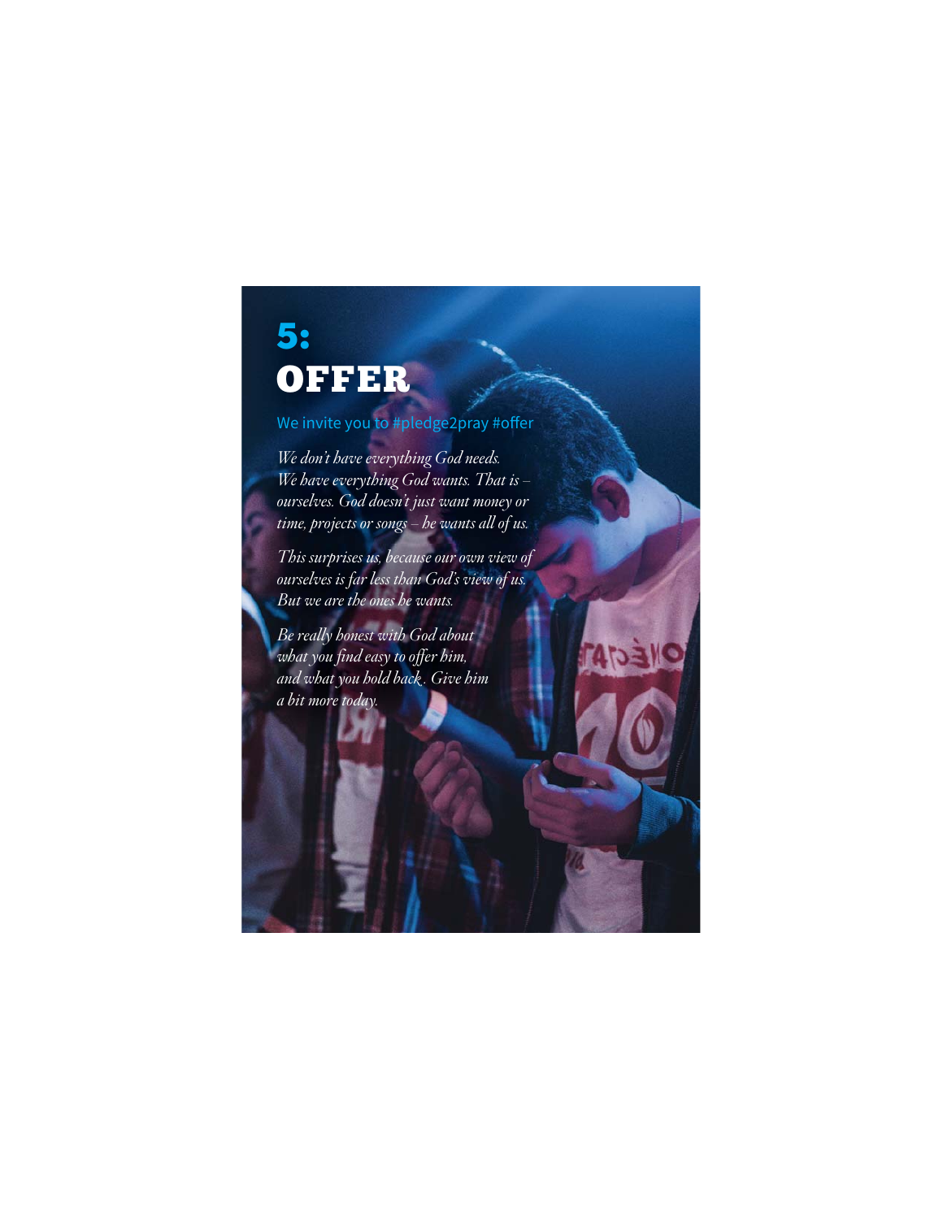# 5: OFFER

We invite you to #pledge2pray #offer

*We don't have everything God needs. We have everything God wants. That is – ourselves. God doesn't just want money or time, projects or songs – he wants all of us.*

*This surprises us, because our own view of ourselves is far less than God's view of us. But we are the ones he wants.*

*Be really honest with God about what you find easy to offer him, and what you hold back. Give him a bit more today.*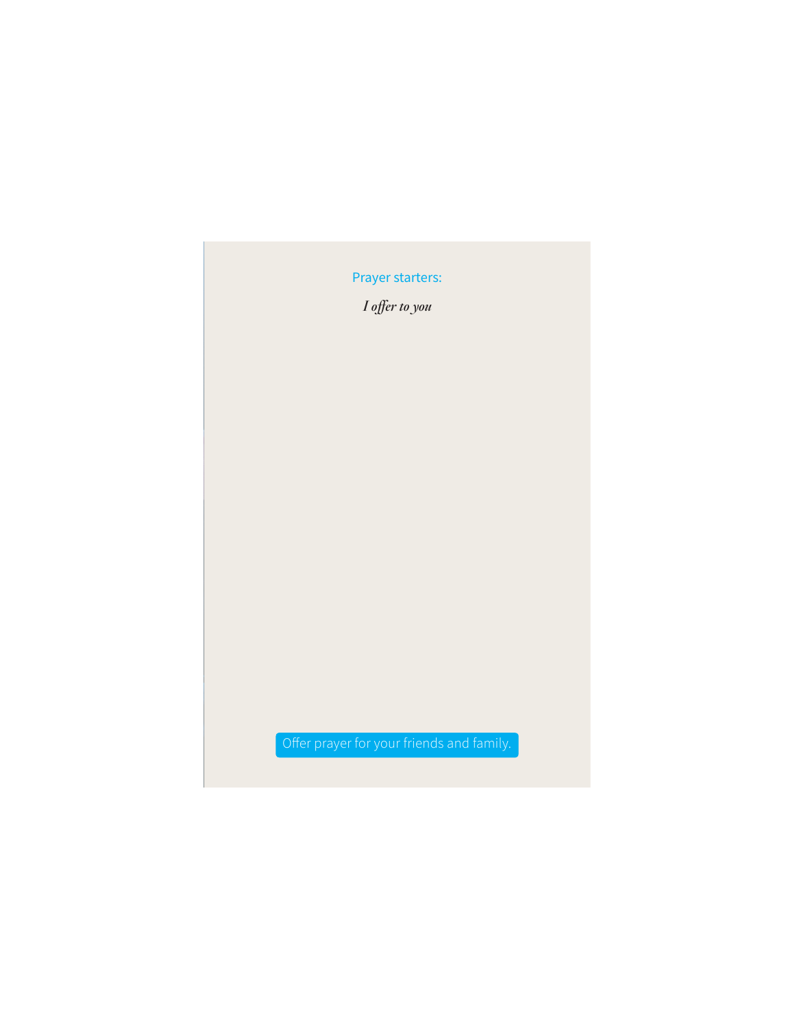Prayer starters:

*I offer to you*

Offer prayer for your friends and family.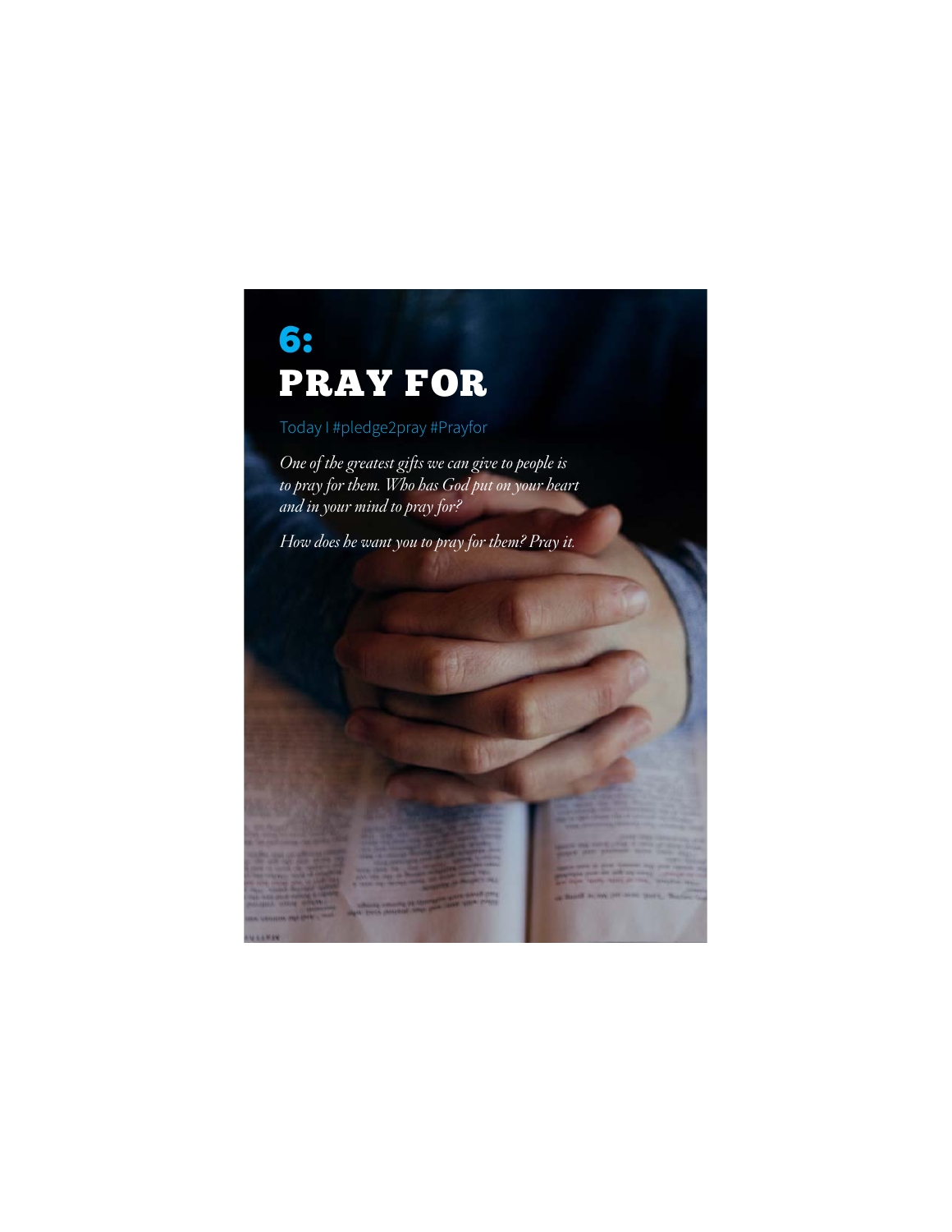# 6:
# PRAY FOR

Today I #pledge2pray #Prayfor

*One of the greatest gifts we can give to people is to pray for them. Who has God put on your heart and in your mind to pray for?*

*How does he want you to pray for them? Pray it.*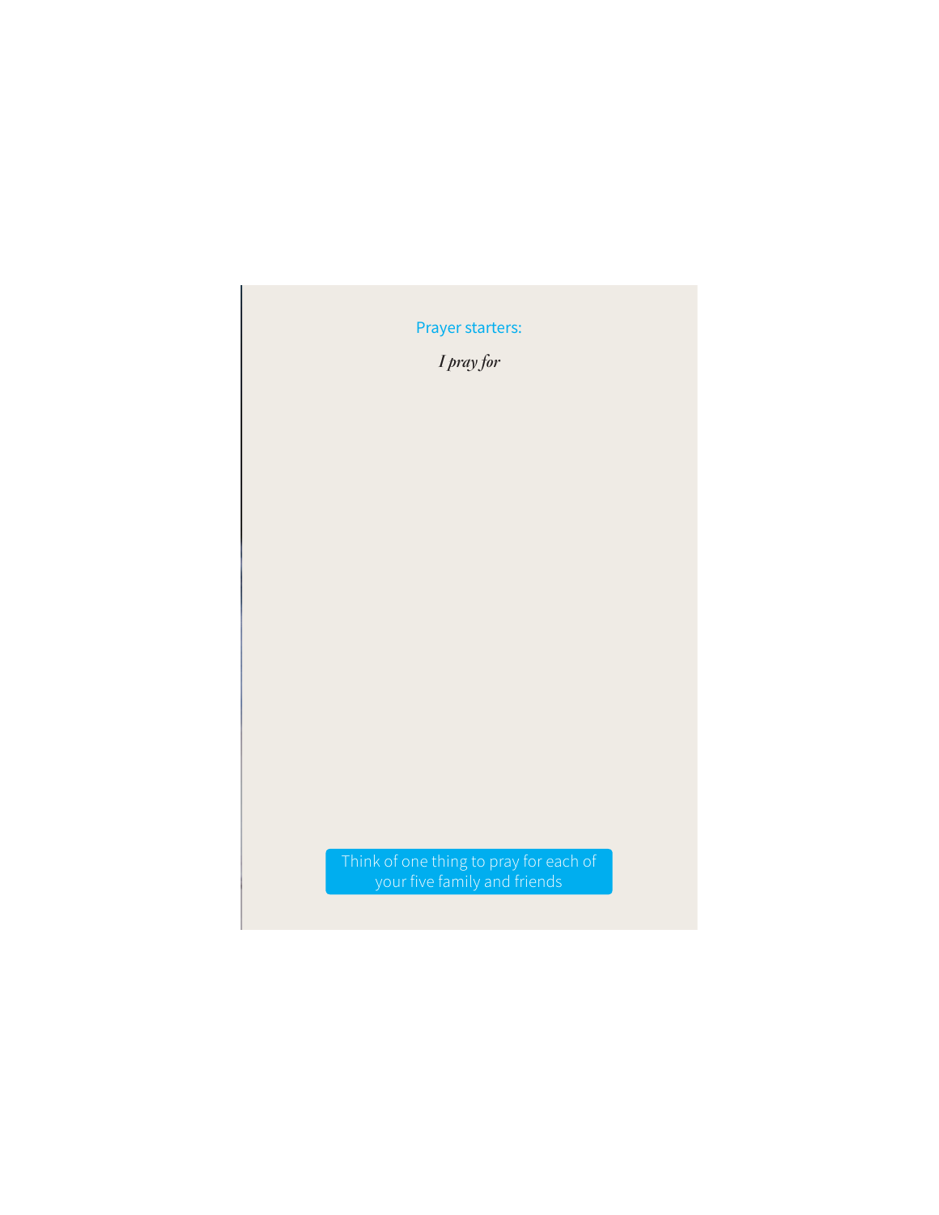Prayer starters:

*I pray for*

Think of one thing to pray for each of your five family and friends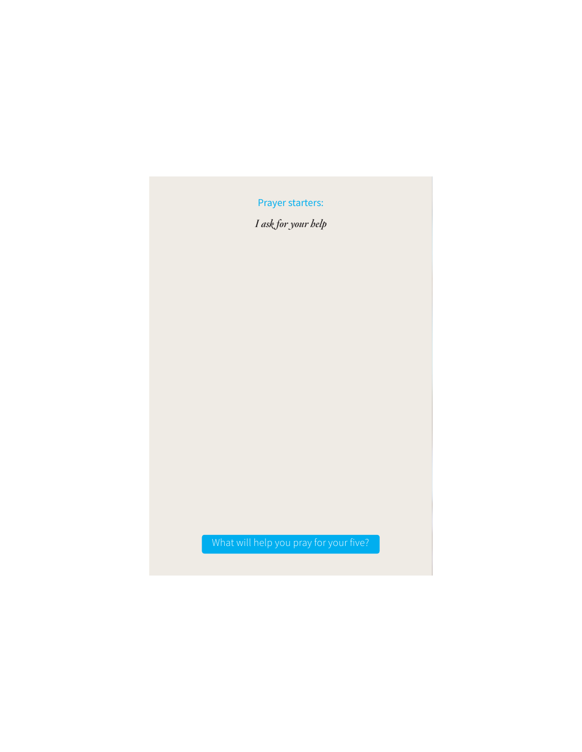Prayer starters:

*I ask for your help*

What will help you pray for your five?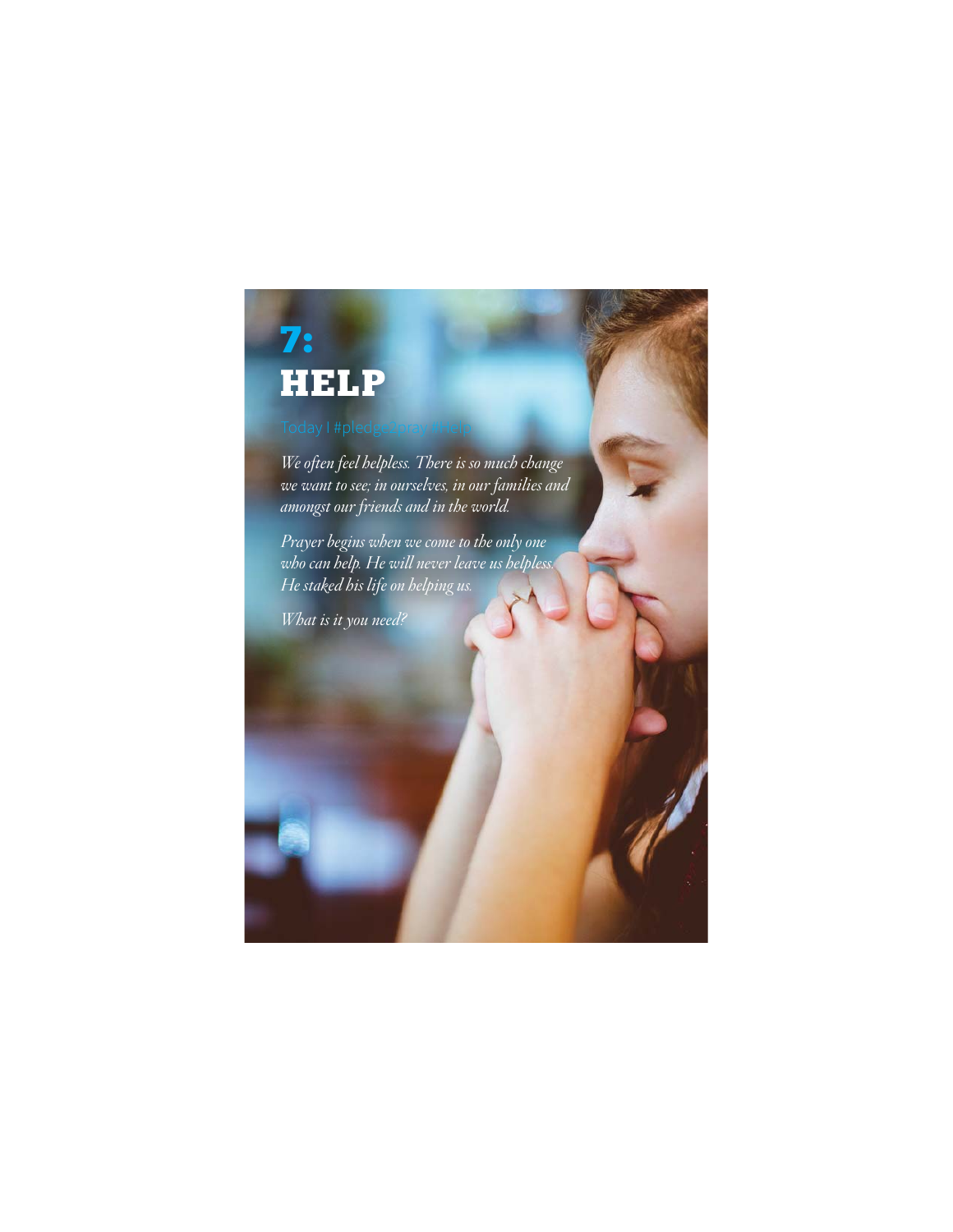# 7: HELP

Today | #pledge2pray #Help

*We often feel helpless. There is so much change we want to see; in ourselves, in our families and amongst our friends and in the world.*

*Prayer begins when we come to the only one who can help. He will never leave us helpless. He staked his life on helping us.*

*What is it you need?*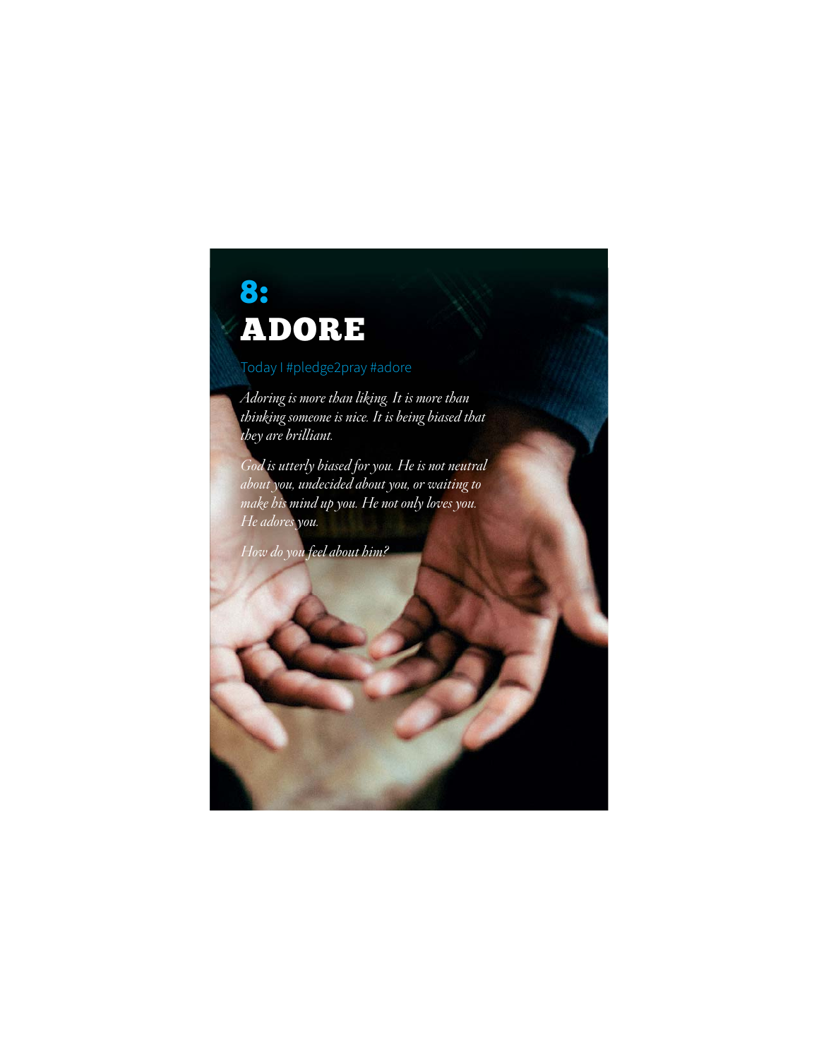# 8:
# ADORE

Today I #pledge2pray #adore

*Adoring is more than liking. It is more than thinking someone is nice. It is being biased that they are brilliant.*

*God is utterly biased for you. He is not neutral about you, undecided about you, or waiting to make his mind up you. He not only loves you. He adores you.*

*How do you feel about him?*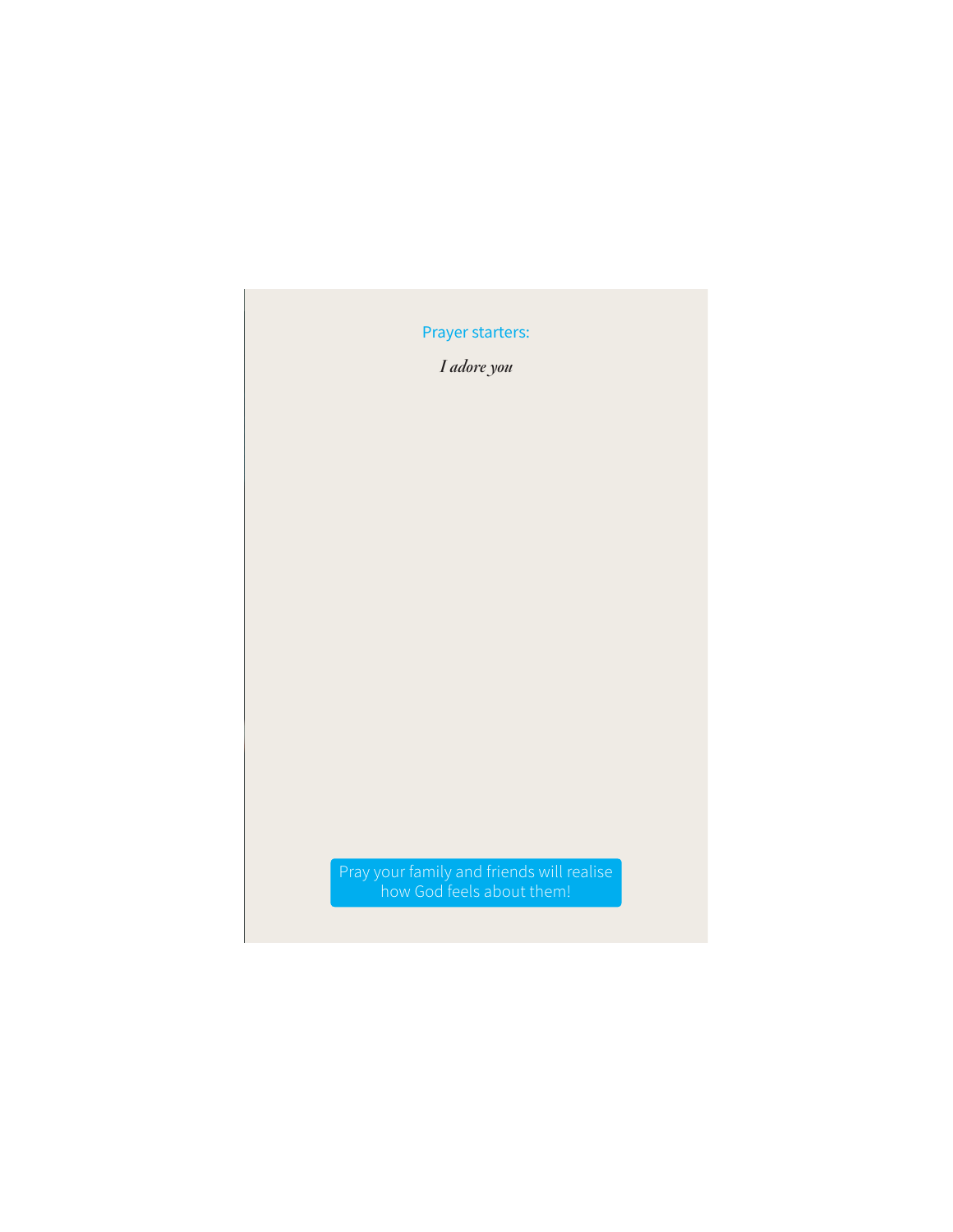Prayer starters:

*I adore you*

Pray your family and friends will realise how God feels about them!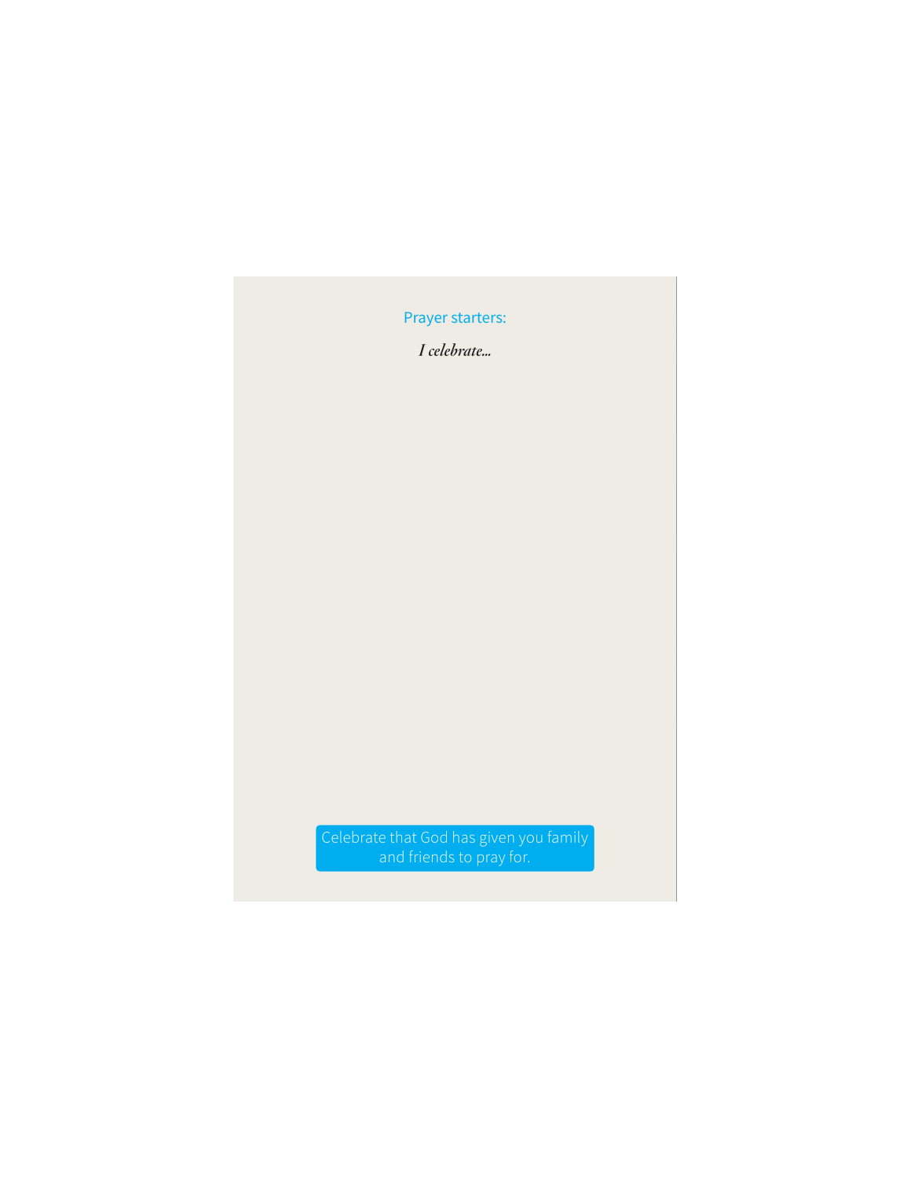Prayer starters:

*I celebrate...*

Celebrate that God has given you family and friends to pray for.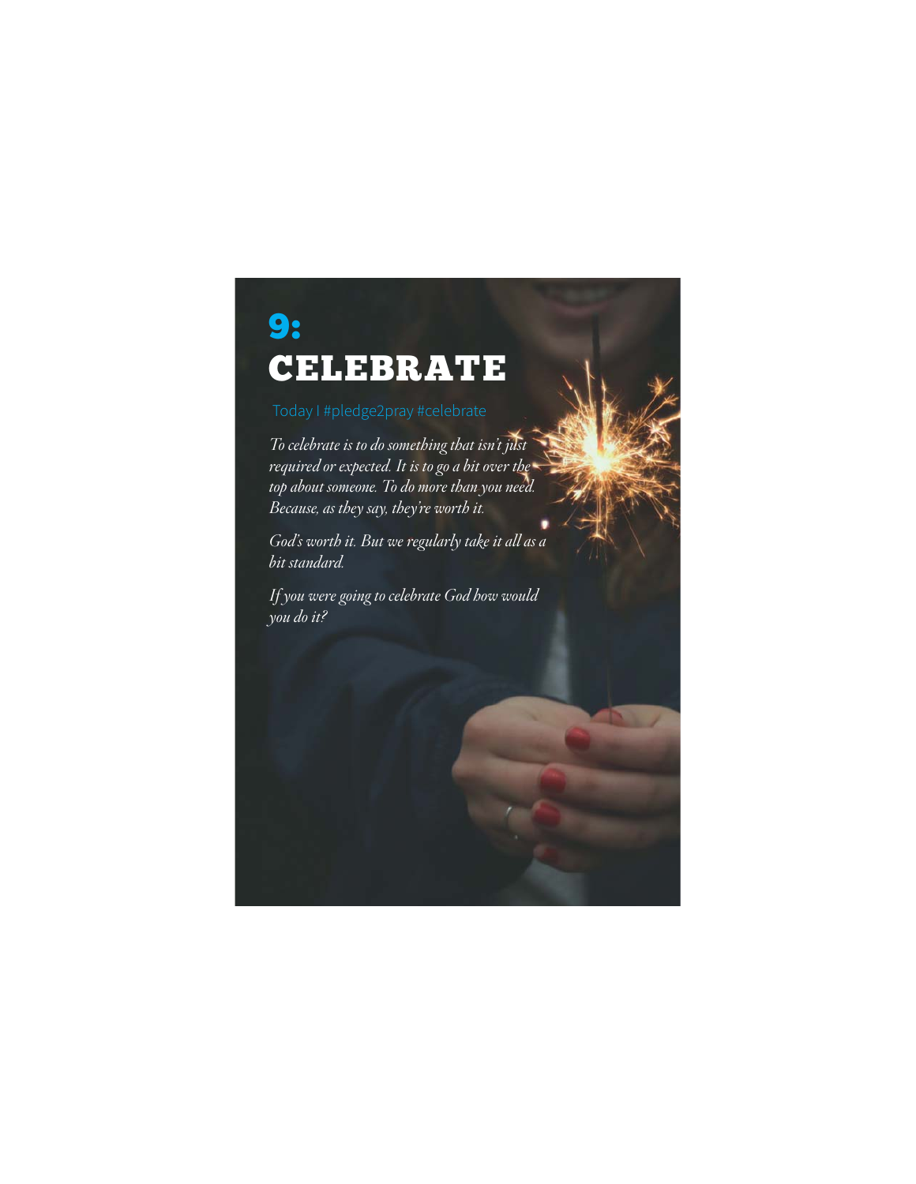# 9: CELEBRATE

Today I #pledge2pray #celebrate

*To celebrate is to do something that isn't just required or expected. It is to go a bit over the top about someone. To do more than you need. Because, as they say, they're worth it.*

*God's worth it. But we regularly take it all as a bit standard.*

*If you were going to celebrate God how would you do it?*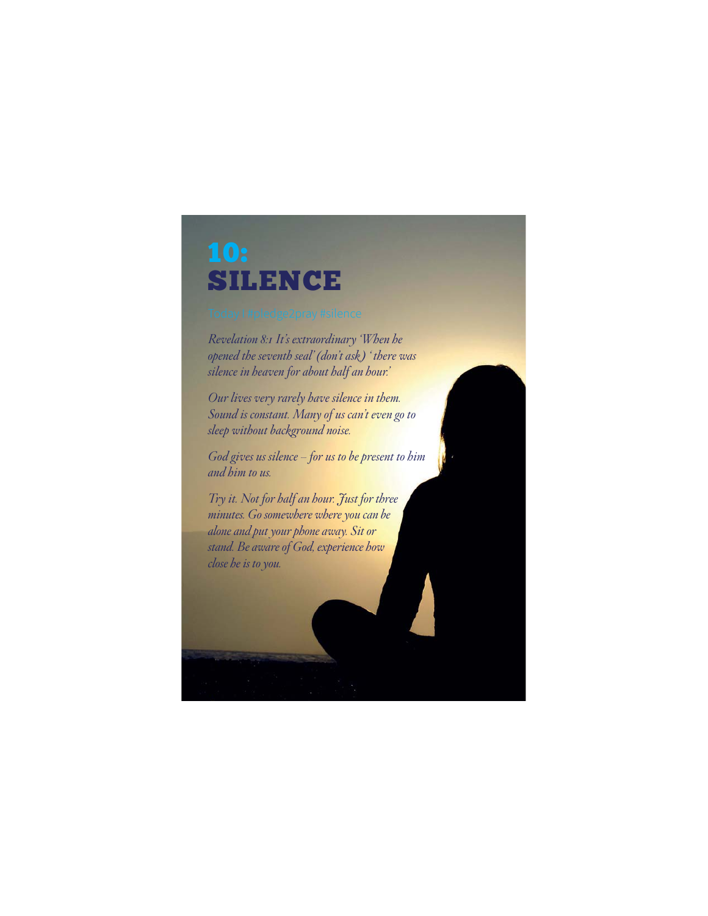# 10: SILENCE

Today I #pledge2pray #silence

*Revelation 8:1 It's extraordinary 'When he opened the seventh seal' (don't ask) 'there was silence in heaven for about half an hour.'*

*Our lives very rarely have silence in them. Sound is constant. Many of us can't even go to sleep without background noise.*

*God gives us silence – for us to be present to him and him to us.*

*Try it. Not for half an hour. Just for three minutes. Go somewhere where you can be alone and put your phone away. Sit or stand. Be aware of God, experience how close he is to you.*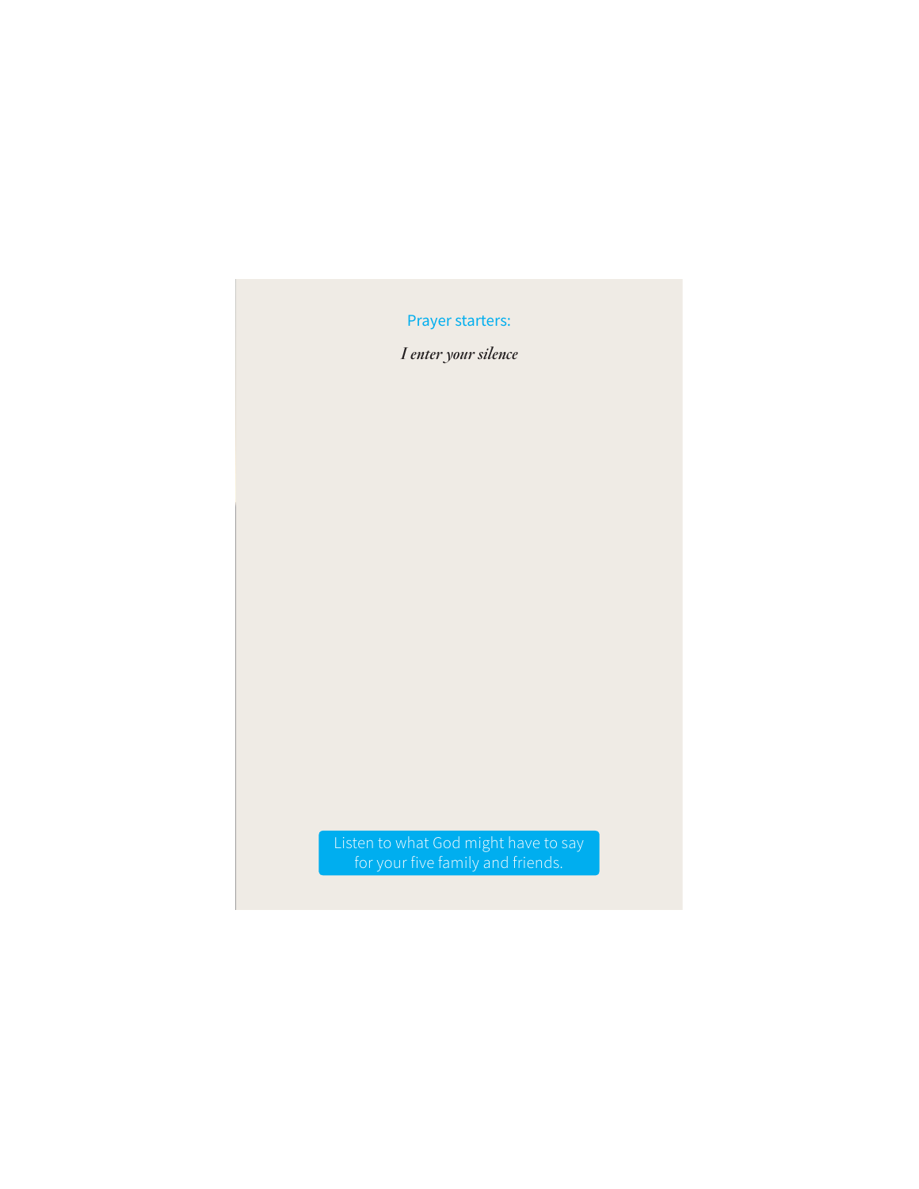Prayer starters:

*I enter your silence*

Listen to what God might have to say for your five family and friends.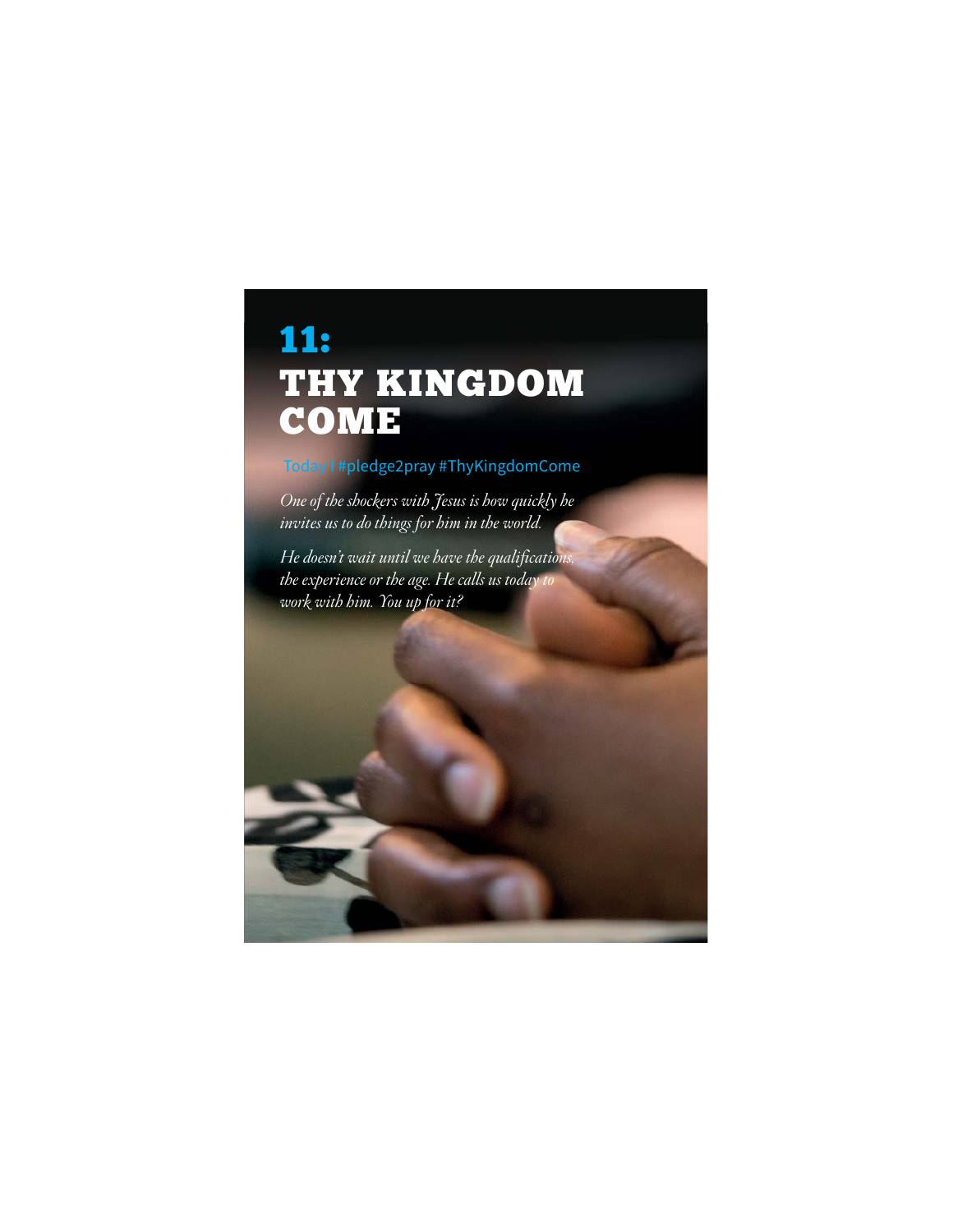# 11: THY KINGDOM COME

Today I #pledge2pray #ThyKingdomCome

*One of the shockers with Jesus is how quickly he invites us to do things for him in the world.*

*He doesn't wait until we have the qualifications, the experience or the age. He calls us today to work with him. You up for it?*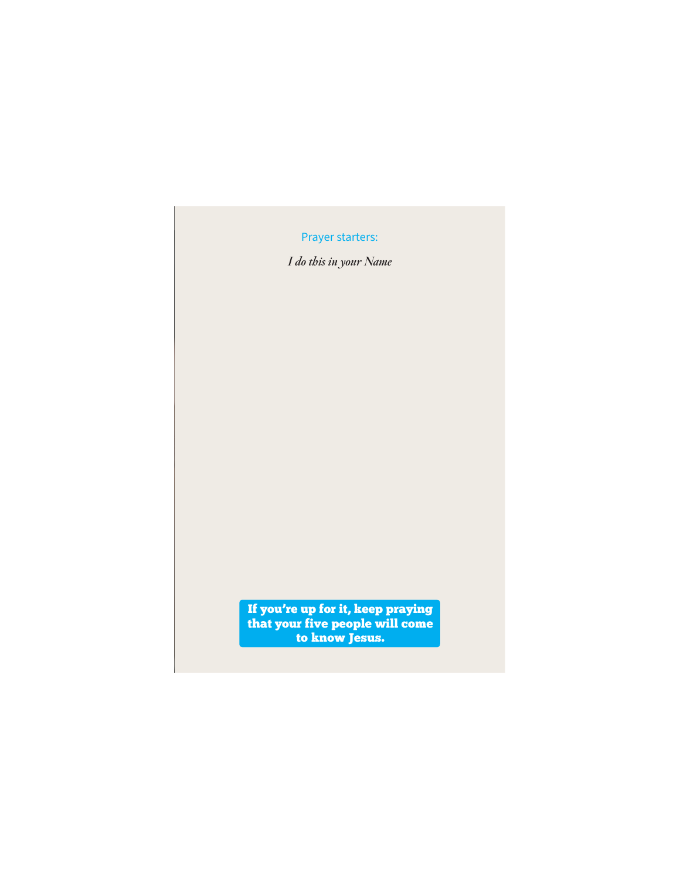Prayer starters:

*I do this in your Name*

**If you're up for it, keep praying that your five people will come to know Jesus.**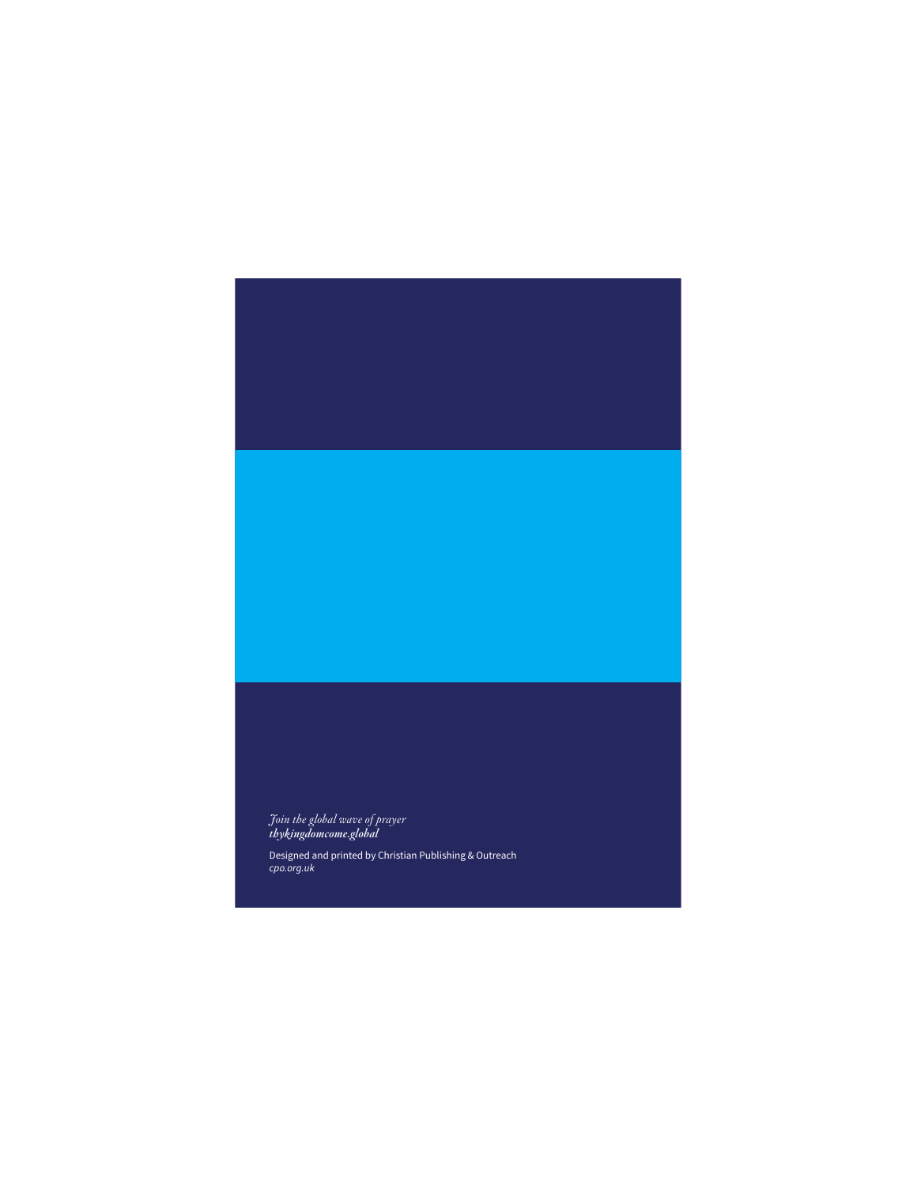*Join the global wave of prayer*
***thykingdomcome.global***

Designed and printed by Christian Publishing & Outreach
*cpo.org.uk*